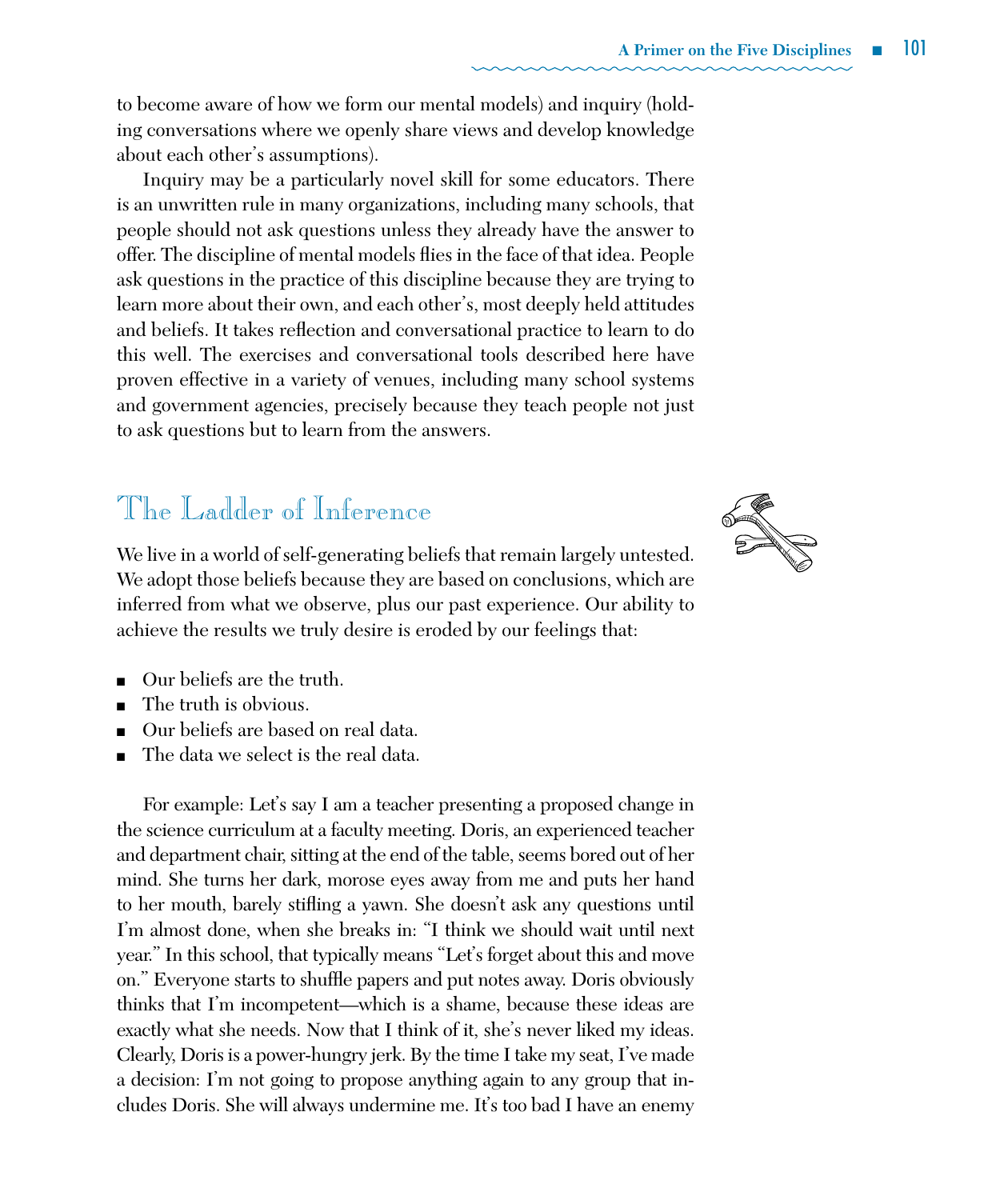to become aware of how we form our mental models) and inquiry (holding conversations where we openly share views and develop knowledge about each other's assumptions).

Inquiry may be a particularly novel skill for some educators. There is an unwritten rule in many organizations, including many schools, that people should not ask questions unless they already have the answer to offer. The discipline of mental models flies in the face of that idea. People ask questions in the practice of this discipline because they are trying to learn more about their own, and each other's, most deeply held attitudes and beliefs. It takes reflection and conversational practice to learn to do this well. The exercises and conversational tools described here have proven effective in a variety of venues, including many school systems and government agencies, precisely because they teach people not just to ask questions but to learn from the answers.

## The Ladder of Inference

We live in a world of self-generating beliefs that remain largely untested. We adopt those beliefs because they are based on conclusions, which are inferred from what we observe, plus our past experience. Our ability to achieve the results we truly desire is eroded by our feelings that:

- Our beliefs are the truth.
- The truth is obvious.
- Our beliefs are based on real data.
- The data we select is the real data.

For example: Let's say I am a teacher presenting a proposed change in the science curriculum at a faculty meeting. Doris, an experienced teacher and department chair, sitting at the end of the table, seems bored out of her mind. She turns her dark, morose eyes away from me and puts her hand to her mouth, barely stifling a yawn. She doesn't ask any questions until I'm almost done, when she breaks in: "I think we should wait until next year." In this school, that typically means "Let's forget about this and move on." Everyone starts to shuffle papers and put notes away. Doris obviously thinks that I'm incompetent—which is a shame, because these ideas are exactly what she needs. Now that I think of it, she's never liked my ideas. Clearly, Doris is a power-hungry jerk. By the time I take my seat, I've made a decision: I'm not going to propose anything again to any group that includes Doris. She will always undermine me. It's too bad I have an enemy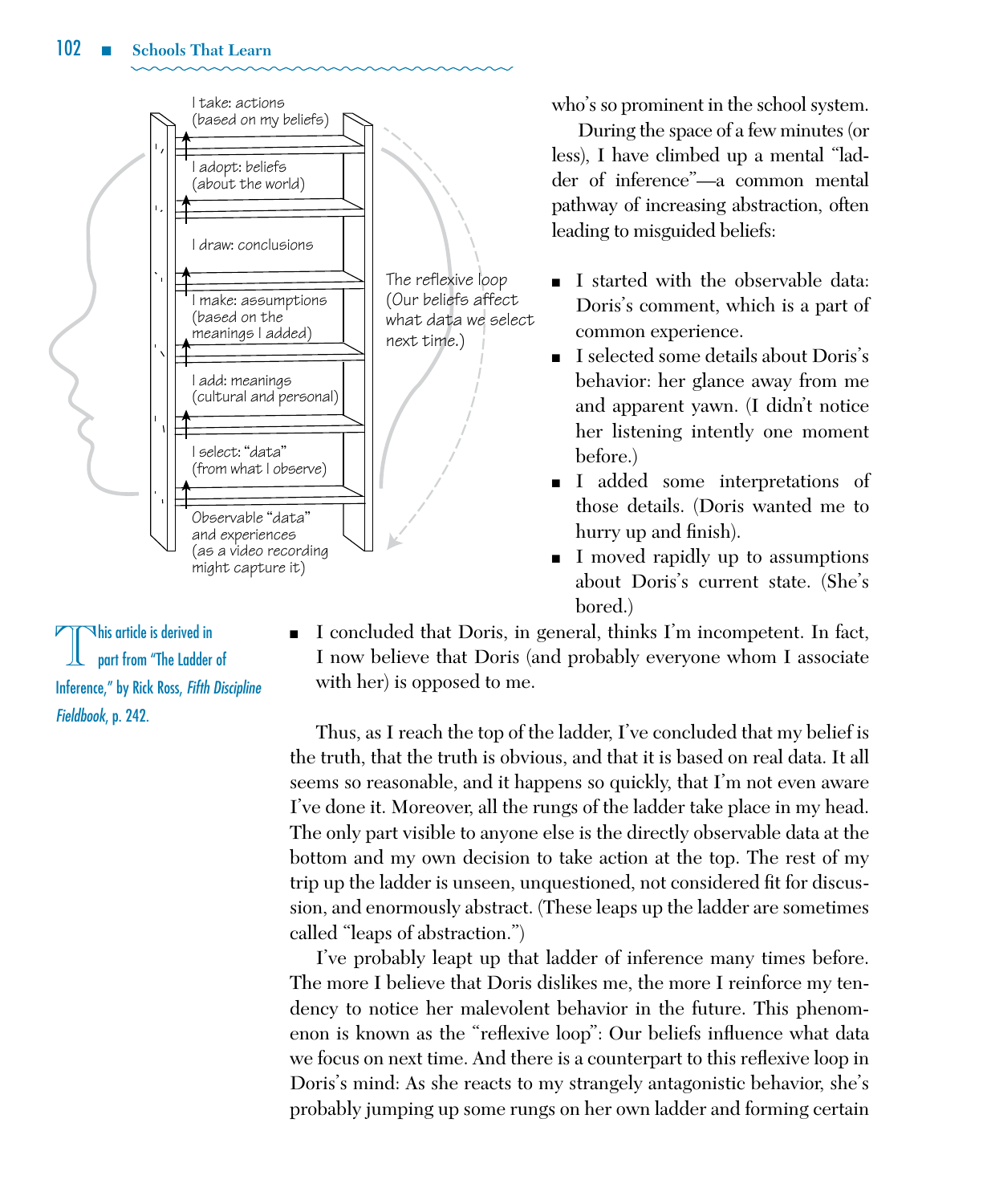I take: actions
(based on my beliefs)

I adopt: beliefs
(about the world)

I draw: conclusions

I make: assumptions
(based on the meanings I added)

I add: meanings
(cultural and personal)

I select: "data"
(from what I observe)

Observable "data" and experiences
(as a video recording might capture it)

The reflexive loop
(Our beliefs affect what data we select next time.)

who's so prominent in the school system.

During the space of a few minutes (or less), I have climbed up a mental "ladder of inference"—a common mental pathway of increasing abstraction, often leading to misguided beliefs:

- I started with the observable data: Doris's comment, which is a part of common experience.
- I selected some details about Doris's behavior: her glance away from me and apparent yawn. (I didn't notice her listening intently one moment before.)
- I added some interpretations of those details. (Doris wanted me to hurry up and finish).
- I moved rapidly up to assumptions about Doris's current state. (She's bored.)
- I concluded that Doris, in general, thinks I'm incompetent. In fact, I now believe that Doris (and probably everyone whom I associate with her) is opposed to me.

This article is derived in part from "The Ladder of Inference," by Rick Ross, *Fifth Discipline Fieldbook*, p. 242.

Thus, as I reach the top of the ladder, I've concluded that my belief is the truth, that the truth is obvious, and that it is based on real data. It all seems so reasonable, and it happens so quickly, that I'm not even aware I've done it. Moreover, all the rungs of the ladder take place in my head. The only part visible to anyone else is the directly observable data at the bottom and my own decision to take action at the top. The rest of my trip up the ladder is unseen, unquestioned, not considered fit for discussion, and enormously abstract. (These leaps up the ladder are sometimes called "leaps of abstraction.")

I've probably leapt up that ladder of inference many times before. The more I believe that Doris dislikes me, the more I reinforce my tendency to notice her malevolent behavior in the future. This phenomenon is known as the "reflexive loop": Our beliefs influence what data we focus on next time. And there is a counterpart to this reflexive loop in Doris's mind: As she reacts to my strangely antagonistic behavior, she's probably jumping up some rungs on her own ladder and forming certain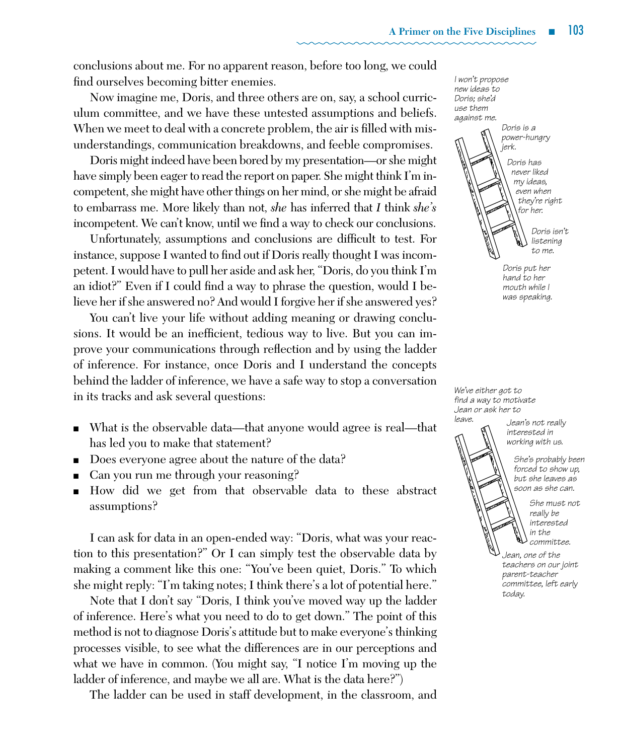conclusions about me. For no apparent reason, before too long, we could find ourselves becoming bitter enemies.

Now imagine me, Doris, and three others are on, say, a school curriculum committee, and we have these untested assumptions and beliefs. When we meet to deal with a concrete problem, the air is filled with misunderstandings, communication breakdowns, and feeble compromises.

Doris might indeed have been bored by my presentation—or she might have simply been eager to read the report on paper. She might think I'm incompetent, she might have other things on her mind, or she might be afraid to embarrass me. More likely than not, *she* has inferred that *I* think *she's* incompetent. We can't know, until we find a way to check our conclusions.

Unfortunately, assumptions and conclusions are difficult to test. For instance, suppose I wanted to find out if Doris really thought I was incompetent. I would have to pull her aside and ask her, "Doris, do you think I'm an idiot?" Even if I could find a way to phrase the question, would I believe her if she answered no? And would I forgive her if she answered yes?

You can't live your life without adding meaning or drawing conclusions. It would be an inefficient, tedious way to live. But you can improve your communications through reflection and by using the ladder of inference. For instance, once Doris and I understand the concepts behind the ladder of inference, we have a safe way to stop a conversation in its tracks and ask several questions:

- What is the observable data—that anyone would agree is real—that has led you to make that statement?
- Does everyone agree about the nature of the data?
- Can you run me through your reasoning?
- How did we get from that observable data to these abstract assumptions?

I can ask for data in an open-ended way: "Doris, what was your reaction to this presentation?" Or I can simply test the observable data by making a comment like this one: "You've been quiet, Doris." To which she might reply: "I'm taking notes; I think there's a lot of potential here."

Note that I don't say "Doris, I think you've moved way up the ladder of inference. Here's what you need to do to get down." The point of this method is not to diagnose Doris's attitude but to make everyone's thinking processes visible, to see what the differences are in our perceptions and what we have in common. (You might say, "I notice I'm moving up the ladder of inference, and maybe we all are. What is the data here?")

The ladder can be used in staff development, in the classroom, and

*I won't propose new ideas to Doris; she'd use them against me.*

*Doris is a power-hungry jerk.*

*Doris has never liked my ideas, even when they're right for her.*

*Doris isn't listening to me.*

*Doris put her hand to her mouth while I was speaking.*

*We've either got to find a way to motivate Jean or ask her to leave.*

*Jean's not really interested in working with us.*

*She's probably been forced to show up, but she leaves as soon as she can.*

*She must not really be interested in the committee.*

*Jean, one of the teachers on our joint parent-teacher committee, left early today.*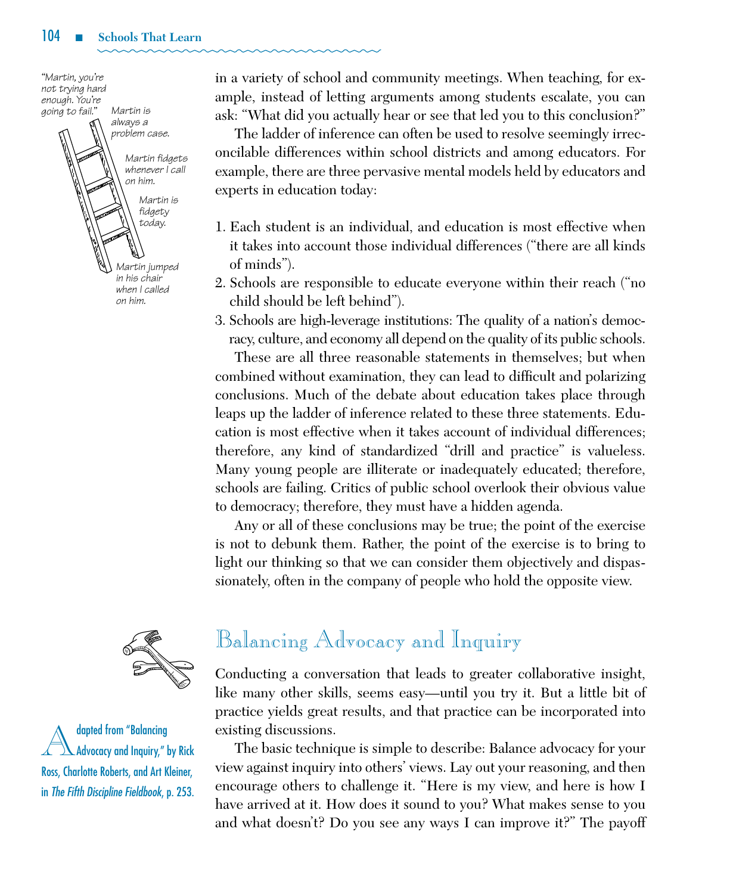"Martin, you're not trying hard enough. You're going to fail."

Martin is always a problem case.

Martin fidgets whenever I call on him.

Martin is fidgety today.

Martin jumped in his chair when I called on him.

in a variety of school and community meetings. When teaching, for example, instead of letting arguments among students escalate, you can ask: "What did you actually hear or see that led you to this conclusion?"

The ladder of inference can often be used to resolve seemingly irreconcilable differences within school districts and among educators. For example, there are three pervasive mental models held by educators and experts in education today:

1. Each student is an individual, and education is most effective when it takes into account those individual differences ("there are all kinds of minds").
2. Schools are responsible to educate everyone within their reach ("no child should be left behind").
3. Schools are high-leverage institutions: The quality of a nation's democracy, culture, and economy all depend on the quality of its public schools.

These are all three reasonable statements in themselves; but when combined without examination, they can lead to difficult and polarizing conclusions. Much of the debate about education takes place through leaps up the ladder of inference related to these three statements. Education is most effective when it takes account of individual differences; therefore, any kind of standardized "drill and practice" is valueless. Many young people are illiterate or inadequately educated; therefore, schools are failing. Critics of public school overlook their obvious value to democracy; therefore, they must have a hidden agenda.

Any or all of these conclusions may be true; the point of the exercise is not to debunk them. Rather, the point of the exercise is to bring to light our thinking so that we can consider them objectively and dispassionately, often in the company of people who hold the opposite view.

## Balancing Advocacy and Inquiry

Adapted from "Balancing Advocacy and Inquiry," by Rick Ross, Charlotte Roberts, and Art Kleiner, in *The Fifth Discipline Fieldbook*, p. 253.

Conducting a conversation that leads to greater collaborative insight, like many other skills, seems easy—until you try it. But a little bit of practice yields great results, and that practice can be incorporated into existing discussions.

The basic technique is simple to describe: Balance advocacy for your view against inquiry into others' views. Lay out your reasoning, and then encourage others to challenge it. "Here is my view, and here is how I have arrived at it. How does it sound to you? What makes sense to you and what doesn't? Do you see any ways I can improve it?" The payoff